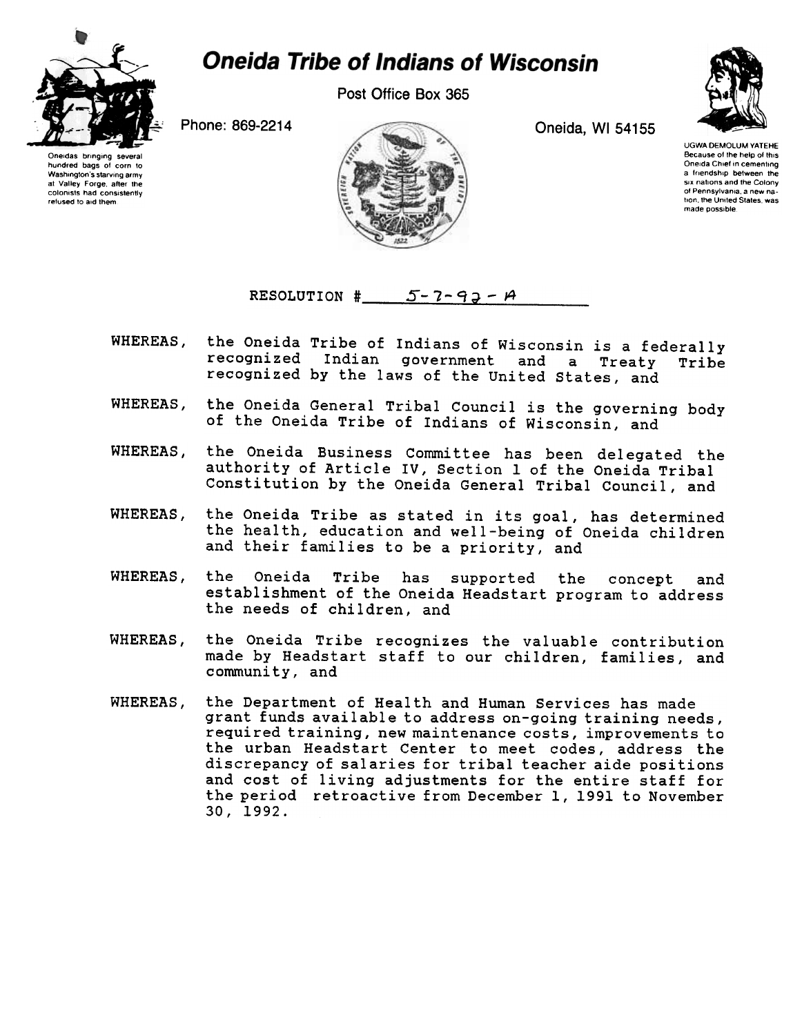# Oneida Tribe of Indians of Wisconsin

Post Office Box 365

Phone: 869-2214

Oneida, WI 54155

Oneidas bringing several hundred bags of corn to Washington's starving army at Valley Forge, after the colonists had consistently refused to aid them.

UGWA DEMOLUM YATEHE
Because of the help of this Oneida Chief in cementing a friendship between the six nations and the Colony of Pennsylvania, a new nation, the United States, was made possible.

RESOLUTION # 5-7-92-A

WHEREAS, the Oneida Tribe of Indians of Wisconsin is a federally recognized Indian government and a Treaty Tribe recognized by the laws of the United States, and

WHEREAS, the Oneida General Tribal Council is the governing body of the Oneida Tribe of Indians of Wisconsin, and

WHEREAS, the Oneida Business Committee has been delegated the authority of Article IV, Section 1 of the Oneida Tribal Constitution by the Oneida General Tribal Council, and

WHEREAS, the Oneida Tribe as stated in its goal, has determined the health, education and well-being of Oneida children and their families to be a priority, and

WHEREAS, the Oneida Tribe has supported the concept and establishment of the Oneida Headstart program to address the needs of children, and

WHEREAS, the Oneida Tribe recognizes the valuable contribution made by Headstart staff to our children, families, and community, and

WHEREAS, the Department of Health and Human Services has made grant funds available to address on-going training needs, required training, new maintenance costs, improvements to the urban Headstart Center to meet codes, address the discrepancy of salaries for tribal teacher aide positions and cost of living adjustments for the entire staff for the period retroactive from December 1, 1991 to November 30, 1992.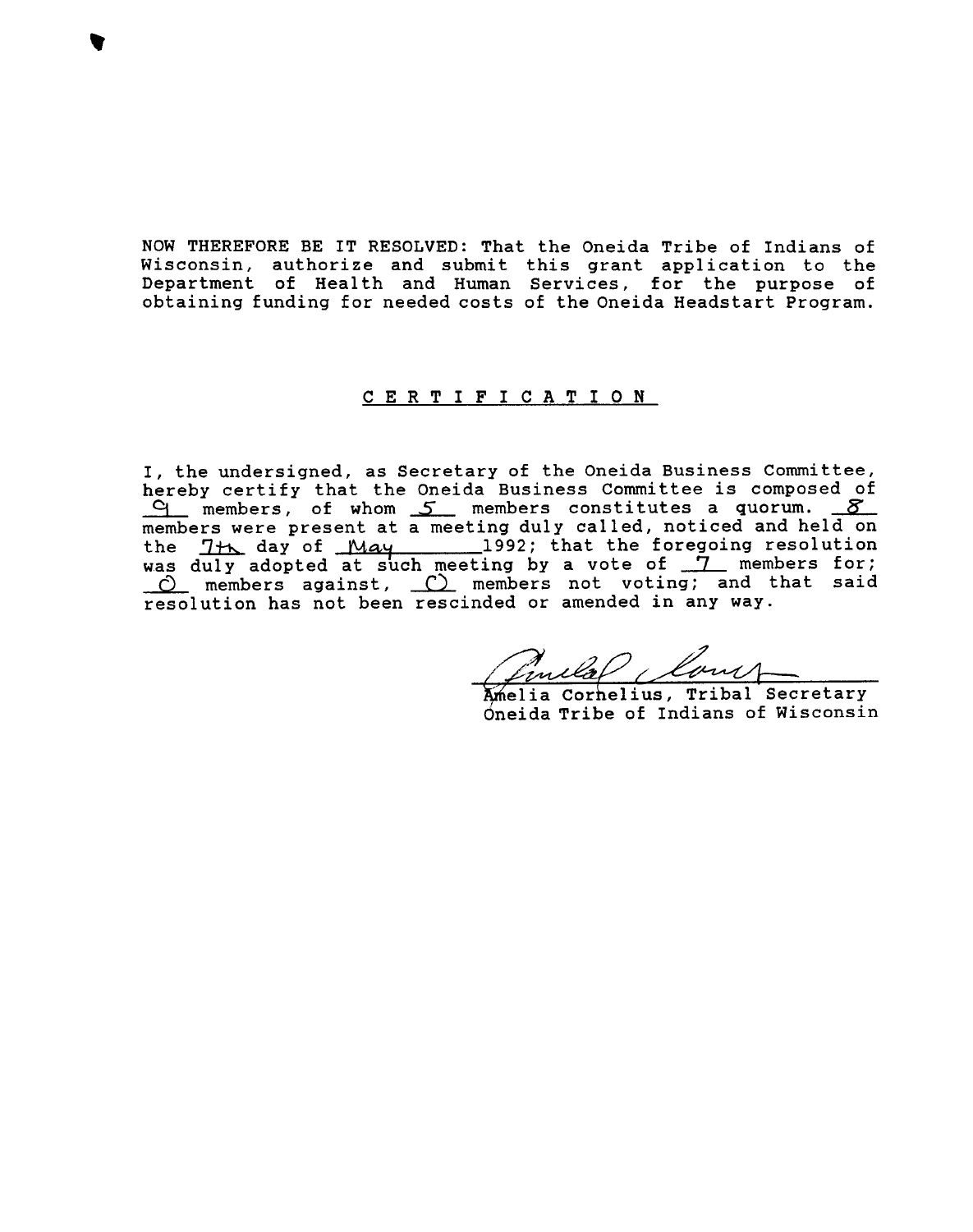NOW THEREFORE BE IT RESOLVED: That the Oneida Tribe of Indians of Wisconsin, authorize and submit this grant application to the Department of Health and Human Services, for the purpose of obtaining funding for needed costs of the Oneida Headstart Program.

## CERTIFICATION

I, the undersigned, as Secretary of the Oneida Business Committee, hereby certify that the Oneida Business Committee is composed of 9 members, of whom 5 members constitutes a quorum. 8 members were present at a meeting duly called, noticed and held on the 7th day of May 1992; that the foregoing resolution was duly adopted at such meeting by a vote of 7 members for; 0 members against, 0 members not voting; and that said resolution has not been rescinded or amended in any way.

Amelia Cornelius, Tribal Secretary
Oneida Tribe of Indians of Wisconsin